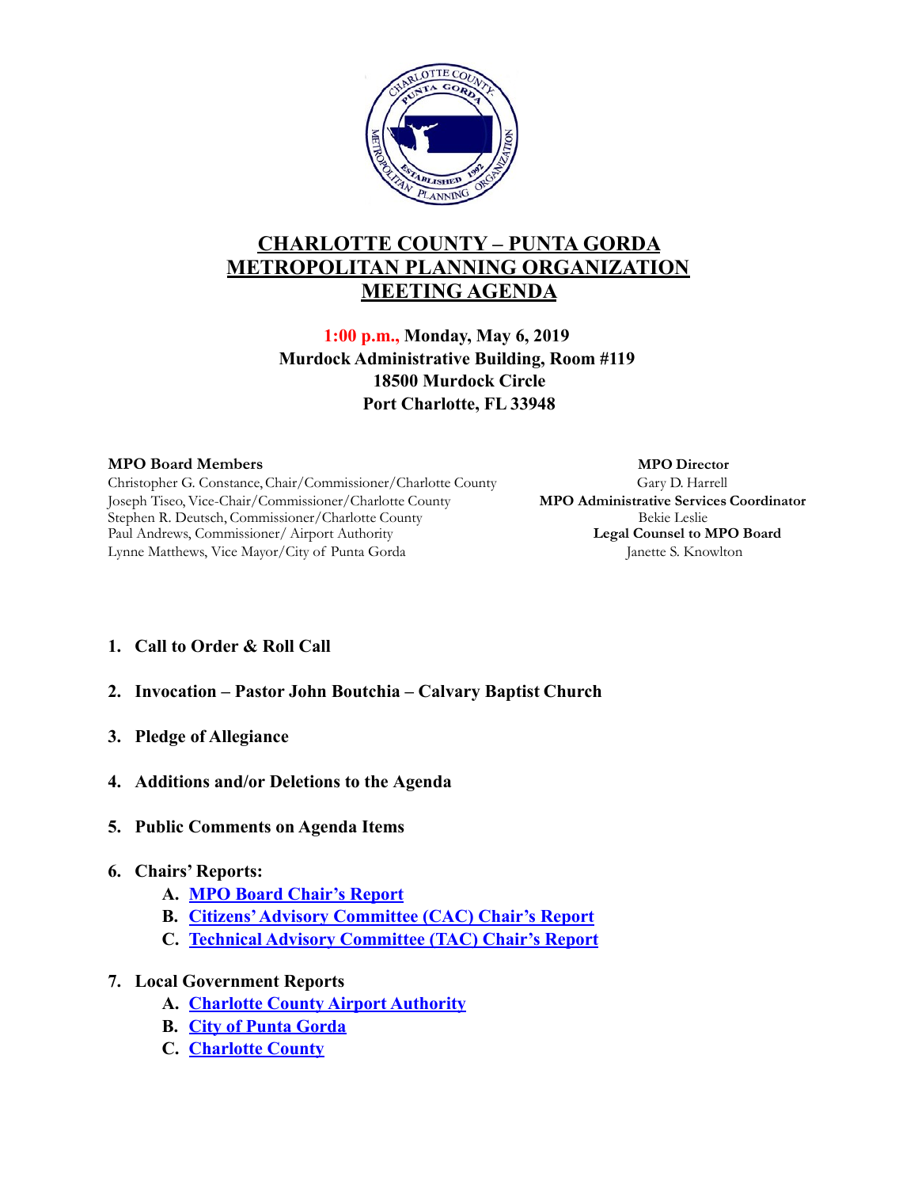# CHARLOTTE COUNTY – PUNTA GORDA METROPOLITAN PLANNING ORGANIZATION MEETING AGENDA

**1:00 p.m., Monday, May 6, 2019**
**Murdock Administrative Building, Room #119**
**18500 Murdock Circle**
**Port Charlotte, FL 33948**

**MPO Board Members**
Christopher G. Constance, Chair/Commissioner/Charlotte County
Joseph Tiseo, Vice-Chair/Commissioner/Charlotte County
Stephen R. Deutsch, Commissioner/Charlotte County
Paul Andrews, Commissioner/ Airport Authority
Lynne Matthews, Vice Mayor/City of Punta Gorda

**MPO Director**
Gary D. Harrell
**MPO Administrative Services Coordinator**
Bekie Leslie
**Legal Counsel to MPO Board**
Janette S. Knowlton

1. **Call to Order & Roll Call**
2. **Invocation – Pastor John Boutchia – Calvary Baptist Church**
3. **Pledge of Allegiance**
4. **Additions and/or Deletions to the Agenda**
5. **Public Comments on Agenda Items**
6. **Chairs' Reports:**
   - A. **MPO Board Chair's Report**
   - B. **Citizens' Advisory Committee (CAC) Chair's Report**
   - C. **Technical Advisory Committee (TAC) Chair's Report**
7. **Local Government Reports**
   - A. **Charlotte County Airport Authority**
   - B. **City of Punta Gorda**
   - C. **Charlotte County**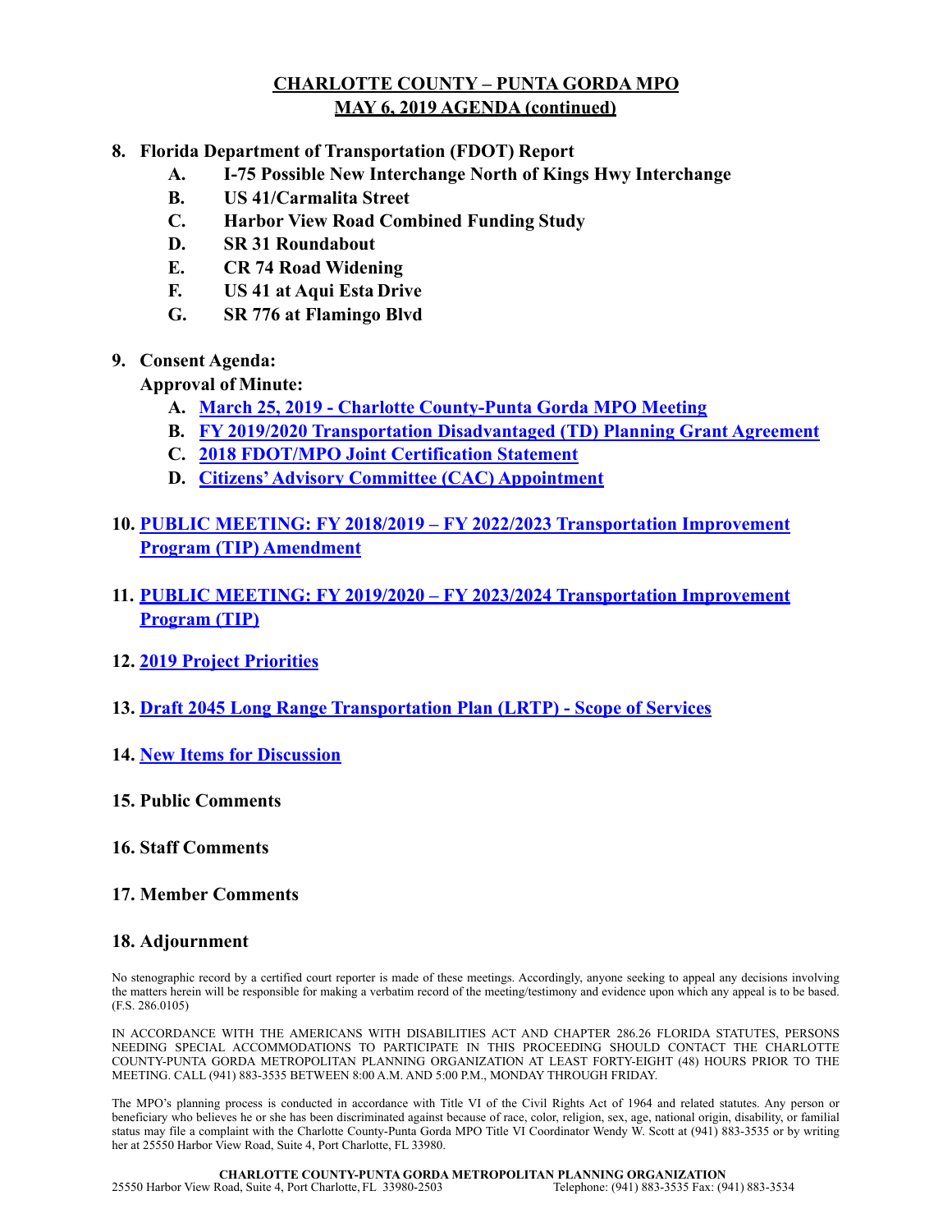## CHARLOTTE COUNTY – PUNTA GORDA MPO
## MAY 6, 2019 AGENDA (continued)

**8. Florida Department of Transportation (FDOT) Report**

- **A. I-75 Possible New Interchange North of Kings Hwy Interchange**
- **B. US 41/Carmalita Street**
- **C. Harbor View Road Combined Funding Study**
- **D. SR 31 Roundabout**
- **E. CR 74 Road Widening**
- **F. US 41 at Aqui Esta Drive**
- **G. SR 776 at Flamingo Blvd**

**9. Consent Agenda:**

**Approval of Minute:**

- **A. March 25, 2019 - Charlotte County-Punta Gorda MPO Meeting**
- **B. FY 2019/2020 Transportation Disadvantaged (TD) Planning Grant Agreement**
- **C. 2018 FDOT/MPO Joint Certification Statement**
- **D. Citizens' Advisory Committee (CAC) Appointment**

**10. PUBLIC MEETING: FY 2018/2019 – FY 2022/2023 Transportation Improvement Program (TIP) Amendment**

**11. PUBLIC MEETING: FY 2019/2020 – FY 2023/2024 Transportation Improvement Program (TIP)**

**12. 2019 Project Priorities**

**13. Draft 2045 Long Range Transportation Plan (LRTP) - Scope of Services**

**14. New Items for Discussion**

**15. Public Comments**

**16. Staff Comments**

**17. Member Comments**

**18. Adjournment**

No stenographic record by a certified court reporter is made of these meetings. Accordingly, anyone seeking to appeal any decisions involving the matters herein will be responsible for making a verbatim record of the meeting/testimony and evidence upon which any appeal is to be based. (F.S. 286.0105)

IN ACCORDANCE WITH THE AMERICANS WITH DISABILITIES ACT AND CHAPTER 286.26 FLORIDA STATUTES, PERSONS NEEDING SPECIAL ACCOMMODATIONS TO PARTICIPATE IN THIS PROCEEDING SHOULD CONTACT THE CHARLOTTE COUNTY-PUNTA GORDA METROPOLITAN PLANNING ORGANIZATION AT LEAST FORTY-EIGHT (48) HOURS PRIOR TO THE MEETING. CALL (941) 883-3535 BETWEEN 8:00 A.M. AND 5:00 P.M., MONDAY THROUGH FRIDAY.

The MPO's planning process is conducted in accordance with Title VI of the Civil Rights Act of 1964 and related statutes. Any person or beneficiary who believes he or she has been discriminated against because of race, color, religion, sex, age, national origin, disability, or familial status may file a complaint with the Charlotte County-Punta Gorda MPO Title VI Coordinator Wendy W. Scott at (941) 883-3535 or by writing her at 25550 Harbor View Road, Suite 4, Port Charlotte, FL 33980.

**CHARLOTTE COUNTY-PUNTA GORDA METROPOLITAN PLANNING ORGANIZATION**
25550 Harbor View Road, Suite 4, Port Charlotte, FL 33980-2503 Telephone: (941) 883-3535 Fax: (941) 883-3534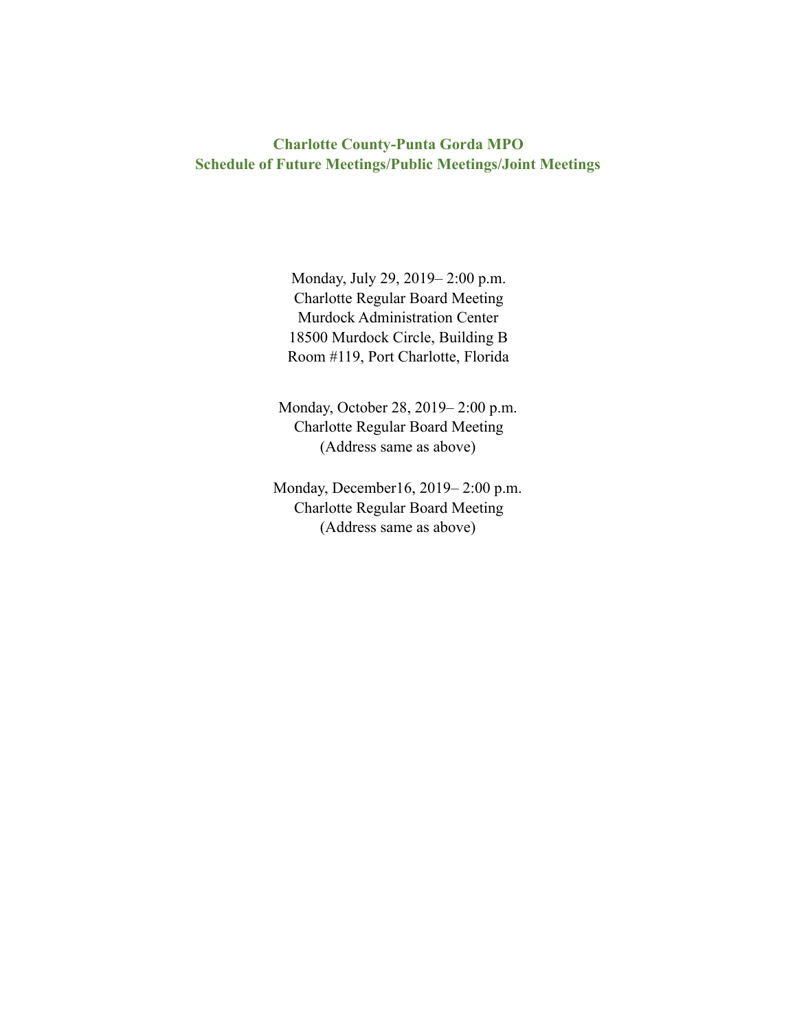**Charlotte County-Punta Gorda MPO**
**Schedule of Future Meetings/Public Meetings/Joint Meetings**

Monday, July 29, 2019– 2:00 p.m.
Charlotte Regular Board Meeting
Murdock Administration Center
18500 Murdock Circle, Building B
Room #119, Port Charlotte, Florida

Monday, October 28, 2019– 2:00 p.m.
Charlotte Regular Board Meeting
(Address same as above)

Monday, December16, 2019– 2:00 p.m.
Charlotte Regular Board Meeting
(Address same as above)